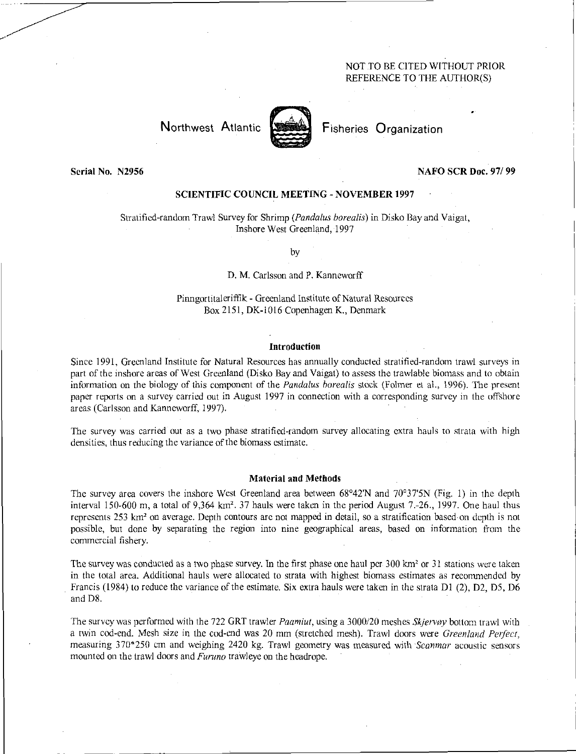NOT TO BE CITED WITHOUT PRIOR REFERENCE TO THE AUTHOR(S)

Northwest Atlantic Fisheries Organization

**Serial No. N2956** **NAFO SCR Doc. 97/ 99**

**SCIENTIFIC COUNCIL MEETING - NOVEMBER 1997**

Stratified-random Trawl Survey for Shrimp (*Pandalus borealis*) in Disko Bay and Vaigat, Inshore West Greenland, 1997

by

D. M. Carlsson and P. Kanneworff

Pinngortitaleriffik - Greenland Institute of Natural Resources
Box 2151, DK-1016 Copenhagen K., Denmark

## Introduction

Since 1991, Greenland Institute for Natural Resources has annually conducted stratified-random trawl surveys in part of the inshore areas of West Greenland (Disko Bay and Vaigat) to assess the trawlable biomass and to obtain information on the biology of this component of the *Pandalus borealis* stock (Folmer et al., 1996). The present paper reports on a survey carried out in August 1997 in connection with a corresponding survey in the offshore areas (Carlsson and Kanneworff, 1997).

The survey was carried out as a two phase stratified-random survey allocating extra hauls to strata with high densities, thus reducing the variance of the biomass estimate.

## Material and Methods

The survey area covers the inshore West Greenland area between 68°42'N and 70°37'5N (Fig. 1) in the depth interval 150-600 m, a total of 9,364 km². 37 hauls were taken in the period August 7.-26., 1997. One haul thus represents 253 km² on average. Depth contours are not mapped in detail, so a stratification based on depth is not possible, but done by separating the region into nine geographical areas, based on information from the commercial fishery.

The survey was conducted as a two phase survey. In the first phase one haul per 300 km² or 31 stations were taken in the total area. Additional hauls were allocated to strata with highest biomass estimates as recommended by Francis (1984) to reduce the variance of the estimate. Six extra hauls were taken in the strata D1 (2), D2, D5, D6 and D8.

The survey was performed with the 722 GRT trawler *Paamiut*, using a 3000/20 meshes *Skjervøy* bottom trawl with a twin cod-end. Mesh size in the cod-end was 20 mm (stretched mesh). Trawl doors were *Greenland Perfect*, measuring 370*250 cm and weighing 2420 kg. Trawl geometry was measured with *Scanmar* acoustic sensors mounted on the trawl doors and *Furuno* trawleye on the headrope.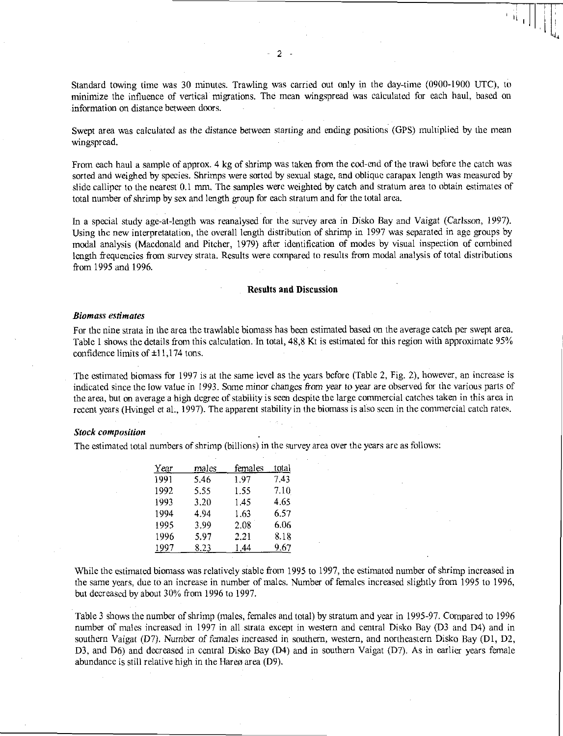Standard towing time was 30 minutes. Trawling was carried out only in the day-time (0900-1900 UTC), to minimize the influence of vertical migrations. The mean wingspread was calculated for each haul, based on information on distance between doors.

Swept area was calculated as the distance between starting and ending positions (GPS) multiplied by the mean wingspread.

From each haul a sample of approx. 4 kg of shrimp was taken from the cod-end of the trawl before the catch was sorted and weighed by species. Shrimps were sorted by sexual stage, and oblique carapax length was measured by slide calliper to the nearest 0.1 mm. The samples were weighted by catch and stratum area to obtain estimates of total number of shrimp by sex and length group for each stratum and for the total area.

In a special study age-at-length was reanalysed for the survey area in Disko Bay and Vaigat (Carlsson, 1997). Using the new interpretatation, the overall length distribution of shrimp in 1997 was separated in age groups by modal analysis (Macdonald and Pitcher, 1979) after identification of modes by visual inspection of combined length frequencies from survey strata. Results were compared to results from modal analysis of total distributions from 1995 and 1996.

## Results and Discussion

### *Biomass estimates*

For the nine strata in the area the trawlable biomass has been estimated based on the average catch per swept area. Table 1 shows the details from this calculation. In total, 48,8 Kt is estimated for this region with approximate 95% confidence limits of ±11,174 tons.

The estimated biomass for 1997 is at the same level as the years before (Table 2, Fig. 2), however, an increase is indicated since the low value in 1993. Some minor changes from year to year are observed for the various parts of the area, but on average a high degree of stability is seen despite the large commercial catches taken in this area in recent years (Hvingel et al., 1997). The apparent stability in the biomass is also seen in the commercial catch rates.

### *Stock composition*

The estimated total numbers of shrimp (billions) in the survey area over the years are as follows:

| Year | males | females | total |
|---|---|---|---|
| 1991 | 5.46 | 1.97 | 7.43 |
| 1992 | 5.55 | 1.55 | 7.10 |
| 1993 | 3.20 | 1.45 | 4.65 |
| 1994 | 4.94 | 1.63 | 6.57 |
| 1995 | 3.99 | 2.08 | 6.06 |
| 1996 | 5.97 | 2.21 | 8.18 |
| 1997 | 8.23 | 1.44 | 9.67 |

While the estimated biomass was relatively stable from 1995 to 1997, the estimated number of shrimp increased in the same years, due to an increase in number of males. Number of females increased slightly from 1995 to 1996, but decreased by about 30% from 1996 to 1997.

Table 3 shows the number of shrimp (males, females and total) by stratum and year in 1995-97. Compared to 1996 number of males increased in 1997 in all strata except in western and central Disko Bay (D3 and D4) and in southern Vaigat (D7). Number of females increased in southern, western, and northeastern Disko Bay (D1, D2, D3, and D6) and decreased in central Disko Bay (D4) and in southern Vaigat (D7). As in earlier years female abundance is still relative high in the Hareø area (D9).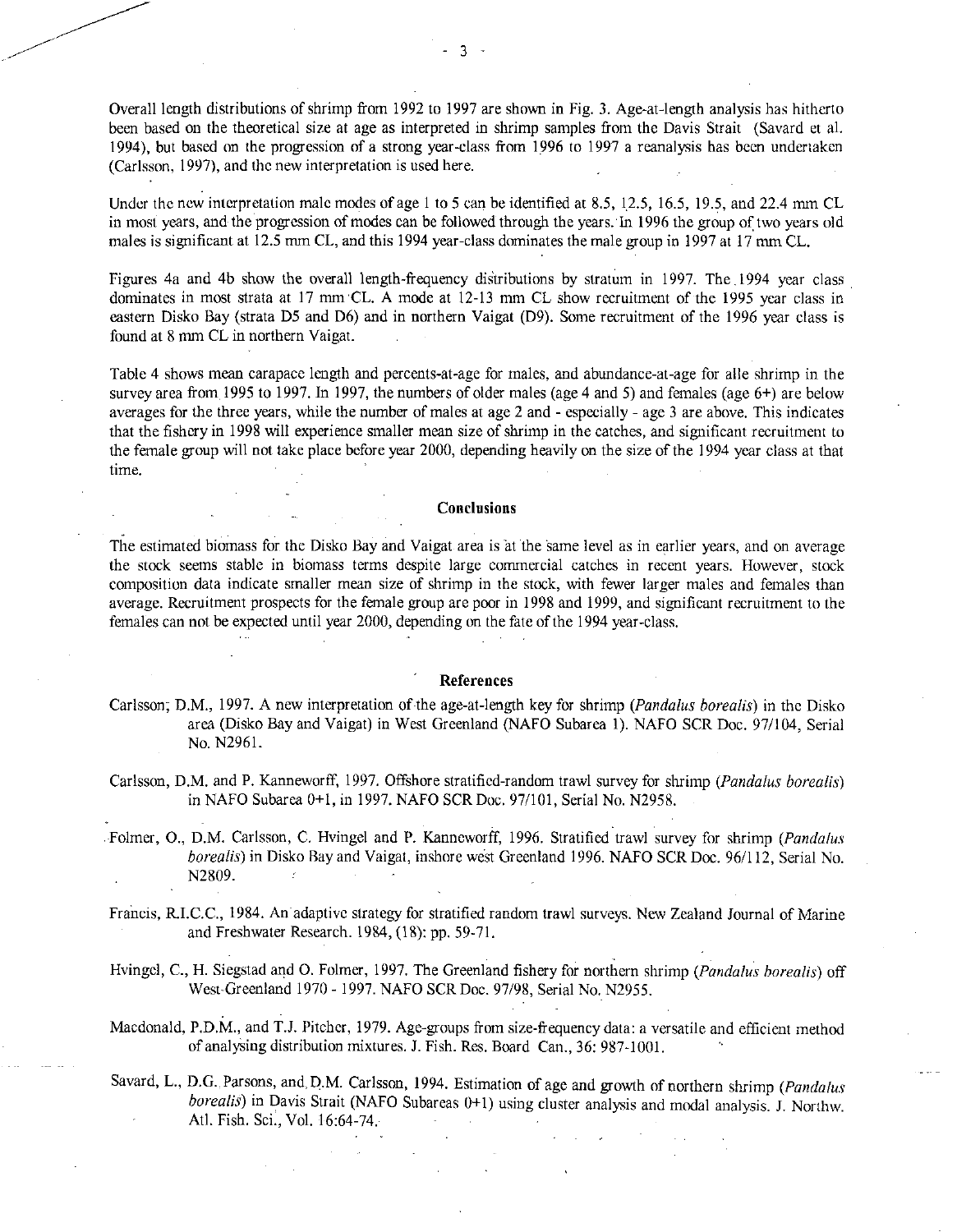Overall length distributions of shrimp from 1992 to 1997 are shown in Fig. 3. Age-at-length analysis has hitherto been based on the theoretical size at age as interpreted in shrimp samples from the Davis Strait (Savard et al. 1994), but based on the progression of a strong year-class from 1996 to 1997 a reanalysis has been undertaken (Carlsson, 1997), and the new interpretation is used here.

Under the new interpretation male modes of age 1 to 5 can be identified at 8.5, 12.5, 16.5, 19.5, and 22.4 mm CL in most years, and the progression of modes can be followed through the years. In 1996 the group of two years old males is significant at 12.5 mm CL, and this 1994 year-class dominates the male group in 1997 at 17 mm CL.

Figures 4a and 4b show the overall length-frequency distributions by stratum in 1997. The 1994 year class dominates in most strata at 17 mm CL. A mode at 12-13 mm CL show recruitment of the 1995 year class in eastern Disko Bay (strata D5 and D6) and in northern Vaigat (D9). Some recruitment of the 1996 year class is found at 8 mm CL in northern Vaigat.

Table 4 shows mean carapace length and percents-at-age for males, and abundance-at-age for alle shrimp in the survey area from 1995 to 1997. In 1997, the numbers of older males (age 4 and 5) and females (age 6+) are below averages for the three years, while the number of males at age 2 and - especially - age 3 are above. This indicates that the fishery in 1998 will experience smaller mean size of shrimp in the catches, and significant recruitment to the female group will not take place before year 2000, depending heavily on the size of the 1994 year class at that time.

## Conclusions

The estimated biomass for the Disko Bay and Vaigat area is at the same level as in earlier years, and on average the stock seems stable in biomass terms despite large commercial catches in recent years. However, stock composition data indicate smaller mean size of shrimp in the stock, with fewer larger males and females than average. Recruitment prospects for the female group are poor in 1998 and 1999, and significant recruitment to the females can not be expected until year 2000, depending on the fate of the 1994 year-class.

## References

Carlsson, D.M., 1997. A new interpretation of the age-at-length key for shrimp (*Pandalus borealis*) in the Disko area (Disko Bay and Vaigat) in West Greenland (NAFO Subarea 1). NAFO SCR Doc. 97/104, Serial No. N2961.

Carlsson, D.M. and P. Kanneworff, 1997. Offshore stratified-random trawl survey for shrimp (*Pandalus borealis*) in NAFO Subarea 0+1, in 1997. NAFO SCR Doc. 97/101, Serial No. N2958.

Folmer, O., D.M. Carlsson, C. Hvingel and P. Kanneworff, 1996. Stratified trawl survey for shrimp (*Pandalus borealis*) in Disko Bay and Vaigat, inshore west Greenland 1996. NAFO SCR Doc. 96/112, Serial No. N2809.

Francis, R.I.C.C., 1984. An adaptive strategy for stratified random trawl surveys. New Zealand Journal of Marine and Freshwater Research. 1984, (18): pp. 59-71.

Hvingel, C., H. Siegstad and O. Folmer, 1997. The Greenland fishery for northern shrimp (*Pandalus borealis*) off West-Greenland 1970 - 1997. NAFO SCR Doc. 97/98, Serial No. N2955.

Macdonald, P.D.M., and T.J. Pitcher, 1979. Age-groups from size-frequency data: a versatile and efficient method of analysing distribution mixtures. J. Fish. Res. Board Can., 36: 987-1001.

Savard, L., D.G. Parsons, and D.M. Carlsson, 1994. Estimation of age and growth of northern shrimp (*Pandalus borealis*) in Davis Strait (NAFO Subareas 0+1) using cluster analysis and modal analysis. J. Northw. Atl. Fish. Sci., Vol. 16:64-74.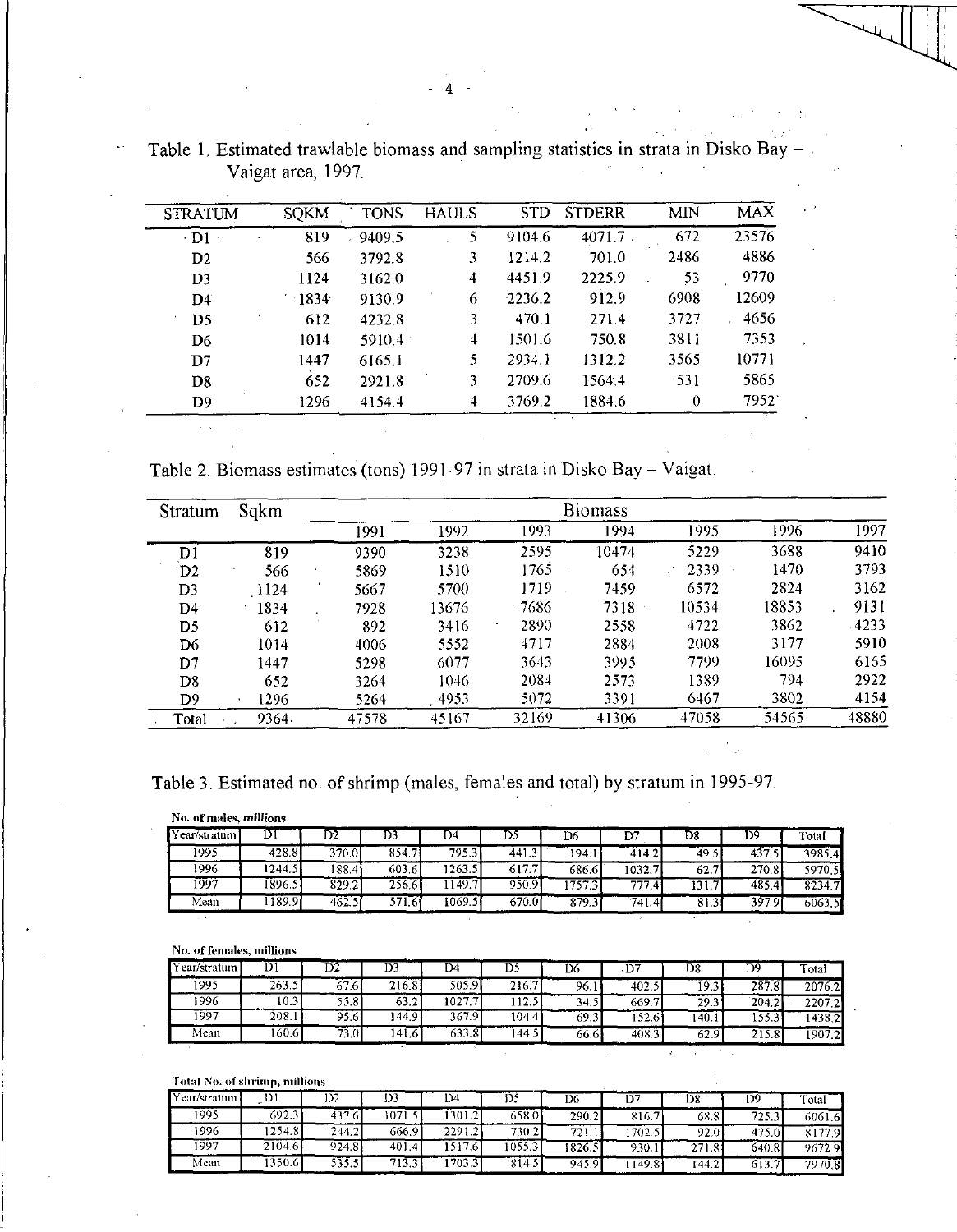Table 1. Estimated trawlable biomass and sampling statistics in strata in Disko Bay – Vaigat area, 1997.

| STRATUM | SQKM | TONS | HAULS | STD | STDERR | MIN | MAX |
|---|---|---|---|---|---|---|---|
| D1 | 819 | 9409.5 | 5 | 9104.6 | 4071.7 | 672 | 23576 |
| D2 | 566 | 3792.8 | 3 | 1214.2 | 701.0 | 2486 | 4886 |
| D3 | 1124 | 3162.0 | 4 | 4451.9 | 2225.9 | 53 | 9770 |
| D4 | 1834 | 9130.9 | 6 | 2236.2 | 912.9 | 6908 | 12609 |
| D5 | 612 | 4232.8 | 3 | 470.1 | 271.4 | 3727 | 4656 |
| D6 | 1014 | 5910.4 | 4 | 1501.6 | 750.8 | 3811 | 7353 |
| D7 | 1447 | 6165.1 | 5 | 2934.1 | 1312.2 | 3565 | 10771 |
| D8 | 652 | 2921.8 | 3 | 2709.6 | 1564.4 | 531 | 5865 |
| D9 | 1296 | 4154.4 | 4 | 3769.2 | 1884.6 | 0 | 7952 |

Table 2. Biomass estimates (tons) 1991-97 in strata in Disko Bay – Vaigat.

| Stratum | Sqkm | Biomass | | | | | | |
|---|---|---|---|---|---|---|---|---|
| | | 1991 | 1992 | 1993 | 1994 | 1995 | 1996 | 1997 |
| D1 | 819 | 9390 | 3238 | 2595 | 10474 | 5229 | 3688 | 9410 |
| D2 | 566 | 5869 | 1510 | 1765 | 654 | 2339 | 1470 | 3793 |
| D3 | 1124 | 5667 | 5700 | 1719 | 7459 | 6572 | 2824 | 3162 |
| D4 | 1834 | 7928 | 13676 | 7686 | 7318 | 10534 | 18853 | 9131 |
| D5 | 612 | 892 | 3416 | 2890 | 2558 | 4722 | 3862 | 4233 |
| D6 | 1014 | 4006 | 5552 | 4717 | 2884 | 2008 | 3177 | 5910 |
| D7 | 1447 | 5298 | 6077 | 3643 | 3995 | 7799 | 16095 | 6165 |
| D8 | 652 | 3264 | 1046 | 2084 | 2573 | 1389 | 794 | 2922 |
| D9 | 1296 | 5264 | 4953 | 5072 | 3391 | 6467 | 3802 | 4154 |
| Total | 9364 | 47578 | 45167 | 32169 | 41306 | 47058 | 54565 | 48880 |

Table 3. Estimated no. of shrimp (males, females and total) by stratum in 1995-97.

**No. of males, *millions***

| Year/stratum | D1 | D2 | D3 | D4 | D5 | D6 | D7 | D8 | D9 | Total |
|---|---|---|---|---|---|---|---|---|---|---|
| 1995 | 428.8 | 370.0 | 854.7 | 795.3 | 441.3 | 194.1 | 414.2 | 49.5 | 437.5 | 3985.4 |
| 1996 | 1244.5 | 188.4 | 603.6 | 1263.5 | 617.7 | 686.6 | 1032.7 | 62.7 | 270.8 | 5970.5 |
| 1997 | 1896.5 | 829.2 | 256.6 | 1149.7 | 950.9 | 1757.3 | 777.4 | 131.7 | 485.4 | 8234.7 |
| Mean | 1189.9 | 462.5 | 571.6 | 1069.5 | 670.0 | 879.3 | 741.4 | 81.3 | 397.9 | 6063.5 |

**No. of females, millions**

| Year/stratum | D1 | D2 | D3 | D4 | D5 | D6 | D7 | D8 | D9 | Total |
|---|---|---|---|---|---|---|---|---|---|---|
| 1995 | 263.5 | 67.6 | 216.8 | 505.9 | 216.7 | 96.1 | 402.5 | 19.3 | 287.8 | 2076.2 |
| 1996 | 10.3 | 55.8 | 63.2 | 1027.7 | 112.5 | 34.5 | 669.7 | 29.3 | 204.2 | 2207.2 |
| 1997 | 208.1 | 95.6 | 144.9 | 367.9 | 104.4 | 69.3 | 152.6 | 140.1 | 155.3 | 1438.2 |
| Mean | 160.6 | 73.0 | 141.6 | 633.8 | 144.5 | 66.6 | 408.3 | 62.9 | 215.8 | 1907.2 |

**Total No. of shrimp, millions**

| Year/stratum | D1 | D2 | D3 | D4 | D5 | D6 | D7 | D8 | D9 | Total |
|---|---|---|---|---|---|---|---|---|---|---|
| 1995 | 692.3 | 437.6 | 1071.5 | 1301.2 | 658.0 | 290.2 | 816.7 | 68.8 | 725.3 | 6061.6 |
| 1996 | 1254.8 | 244.2 | 666.9 | 2291.2 | 730.2 | 721.1 | 1702.5 | 92.0 | 475.0 | 8177.9 |
| 1997 | 2104.6 | 924.8 | 401.4 | 1517.6 | 1055.3 | 1826.5 | 930.1 | 271.8 | 640.8 | 9672.9 |
| Mean | 1350.6 | 535.5 | 713.3 | 1703.3 | 814.5 | 945.9 | 1149.8 | 144.2 | 613.7 | 7970.8 |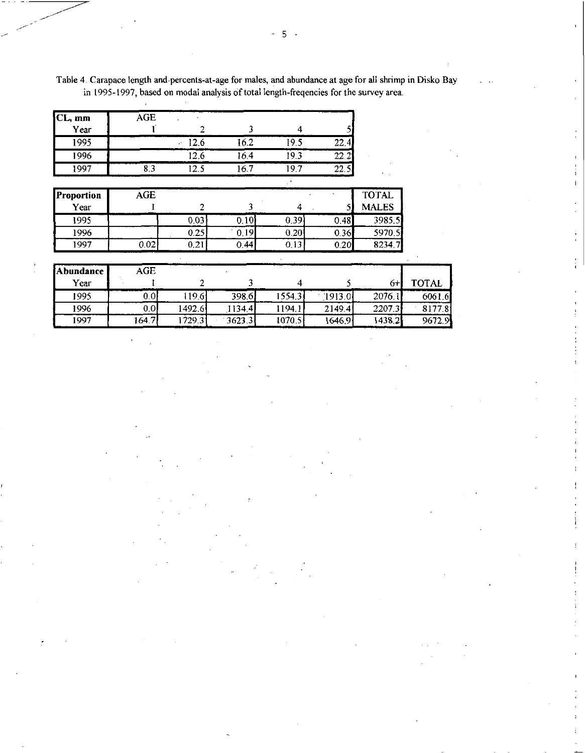Table 4. Carapace length and percents-at-age for males, and abundance at age for all shrimp in Disko Bay in 1995-1997, based on modal analysis of total length-freqencies for the survey area.

| CL, mm | AGE | | | | |
|---|---|---|---|---|---|
| Year | 1 | 2 | 3 | 4 | 5 |
| 1995 | | 12.6 | 16.2 | 19.5 | 22.4 |
| 1996 | | 12.6 | 16.4 | 19.3 | 22.2 |
| 1997 | 8.3 | 12.5 | 16.7 | 19.7 | 22.5 |

| Proportion | AGE | | | | | TOTAL |
|---|---|---|---|---|---|---|
| Year | 1 | 2 | 3 | 4 | 5 | MALES |
| 1995 | | 0.03 | 0.10 | 0.39 | 0.48 | 3985.5 |
| 1996 | | 0.25 | 0.19 | 0.20 | 0.36 | 5970.5 |
| 1997 | 0.02 | 0.21 | 0.44 | 0.13 | 0.20 | 8234.7 |

| Abundance | AGE | | | | | | |
|---|---|---|---|---|---|---|---|
| Year | 1 | 2 | 3 | 4 | 5 | 6+ | TOTAL |
| 1995 | 0.0 | 119.6 | 398.6 | 1554.3 | 1913.0 | 2076.1 | 6061.6 |
| 1996 | 0.0 | 1492.6 | 1134.4 | 1194.1 | 2149.4 | 2207.3 | 8177.8 |
| 1997 | 164.7 | 1729.3 | 3623.3 | 1070.5 | 1646.9 | 1438.2 | 9672.9 |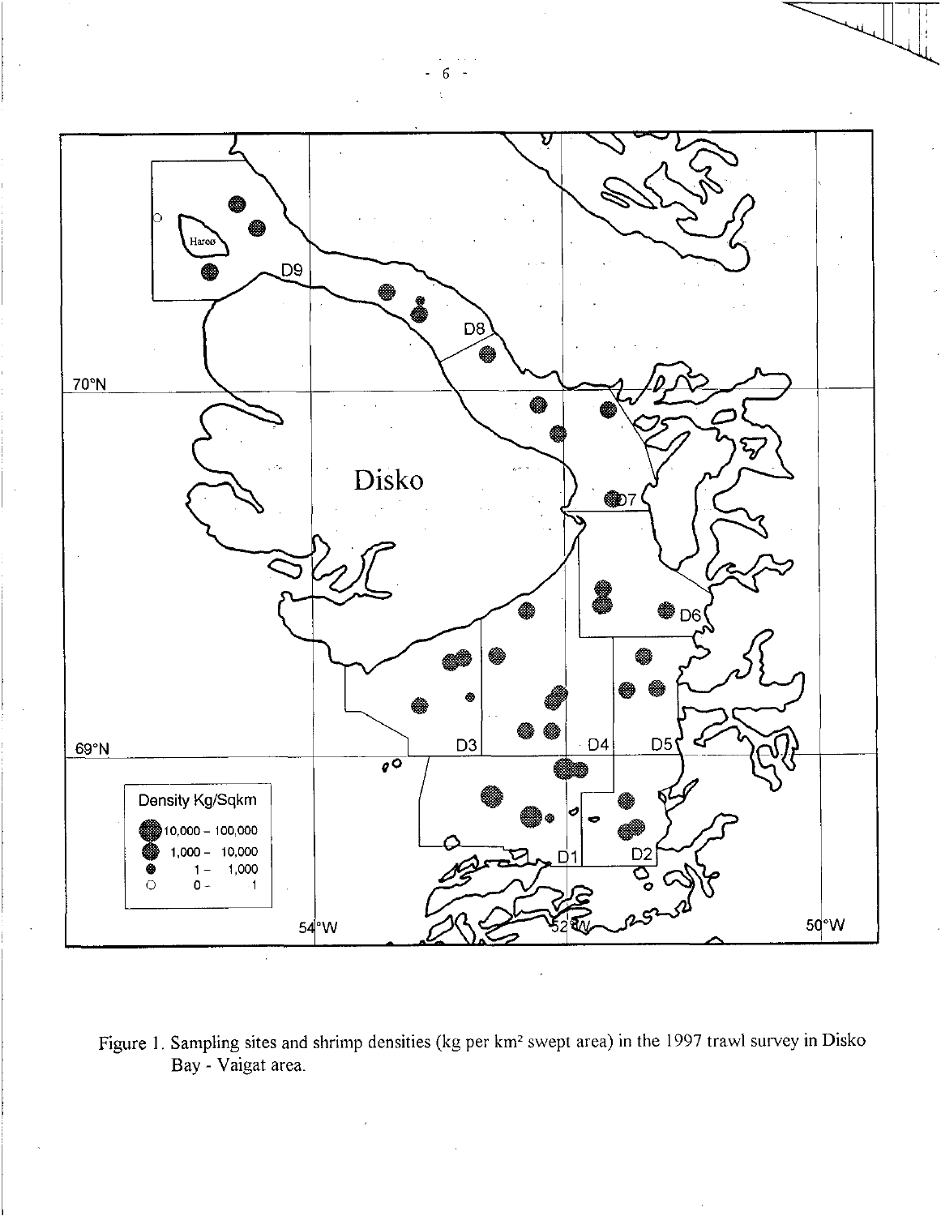Figure 1. Sampling sites and shrimp densities (kg per km² swept area) in the 1997 trawl survey in Disko Bay - Vaigat area.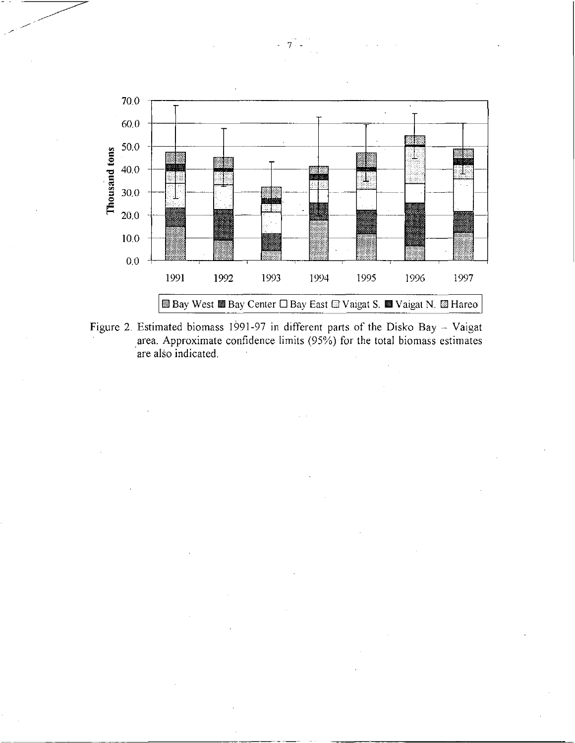Figure 2. Estimated biomass 1991-97 in different parts of the Disko Bay – Vaigat area. Approximate confidence limits (95%) for the total biomass estimates are also indicated.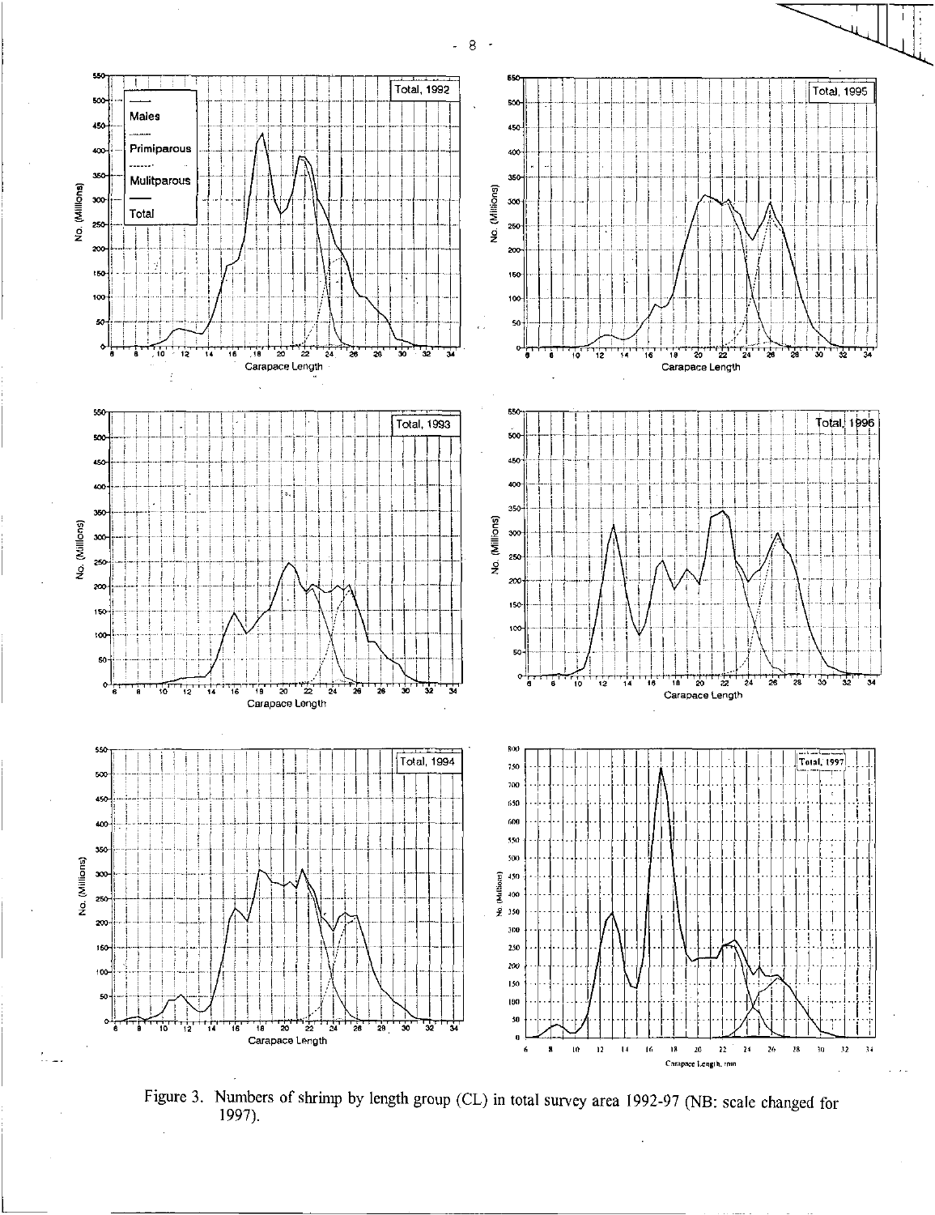Figure 3. Numbers of shrimp by length group (CL) in total survey area 1992-97 (NB: scale changed for 1997).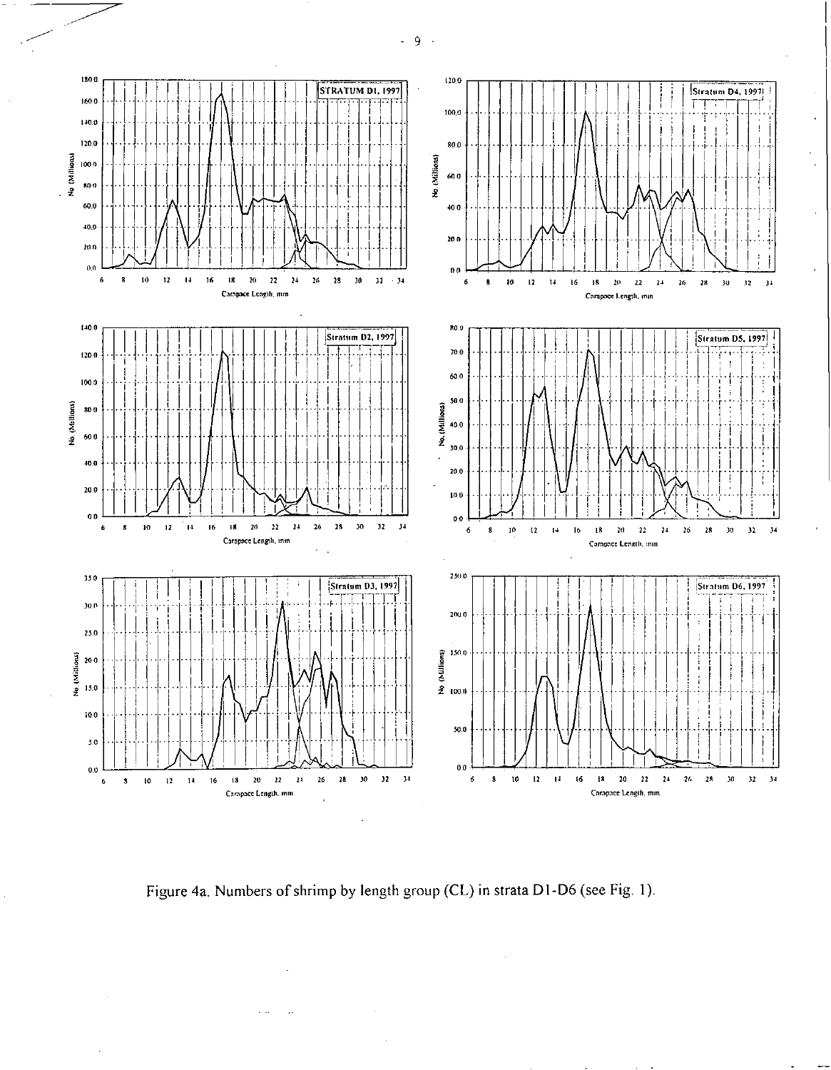Figure 4a. Numbers of shrimp by length group (CL) in strata D1-D6 (see Fig. 1).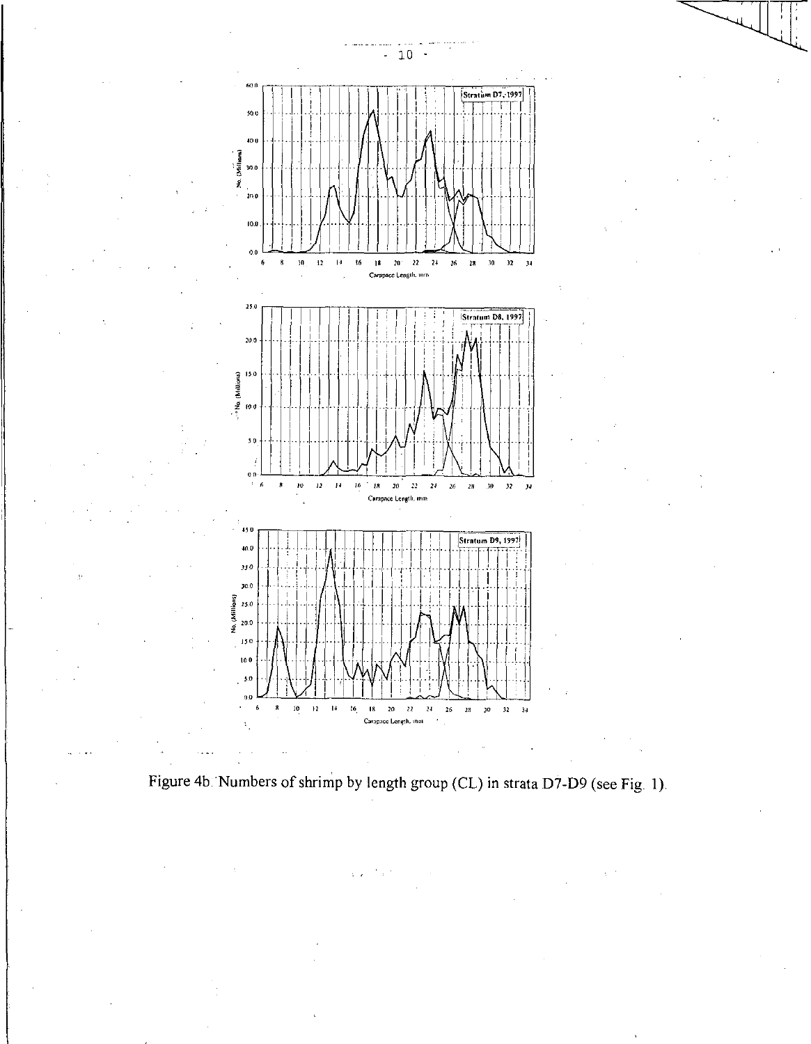Stratum D7, 1997

No. (Millions)

60.0
50.0
40.0
30.0
20.0
10.0
0.0

6 8 10 12 14 16 18 20 22 24 26 28 30 32 34

Carapace Length, mm

Stratum D8, 1997

No. (Millions)

25.0
20.0
15.0
10.0
5.0
0.0

6 8 10 12 14 16 18 20 22 24 26 28 30 32 34

Carapace Length, mm

Stratum D9, 1997

No. (Millions)

45.0
40.0
35.0
30.0
25.0
20.0
15.0
10.0
5.0
0.0

6 8 10 12 14 16 18 20 22 24 26 28 30 32 34

Carapace Length, mm

Figure 4b. Numbers of shrimp by length group (CL) in strata D7-D9 (see Fig. 1).